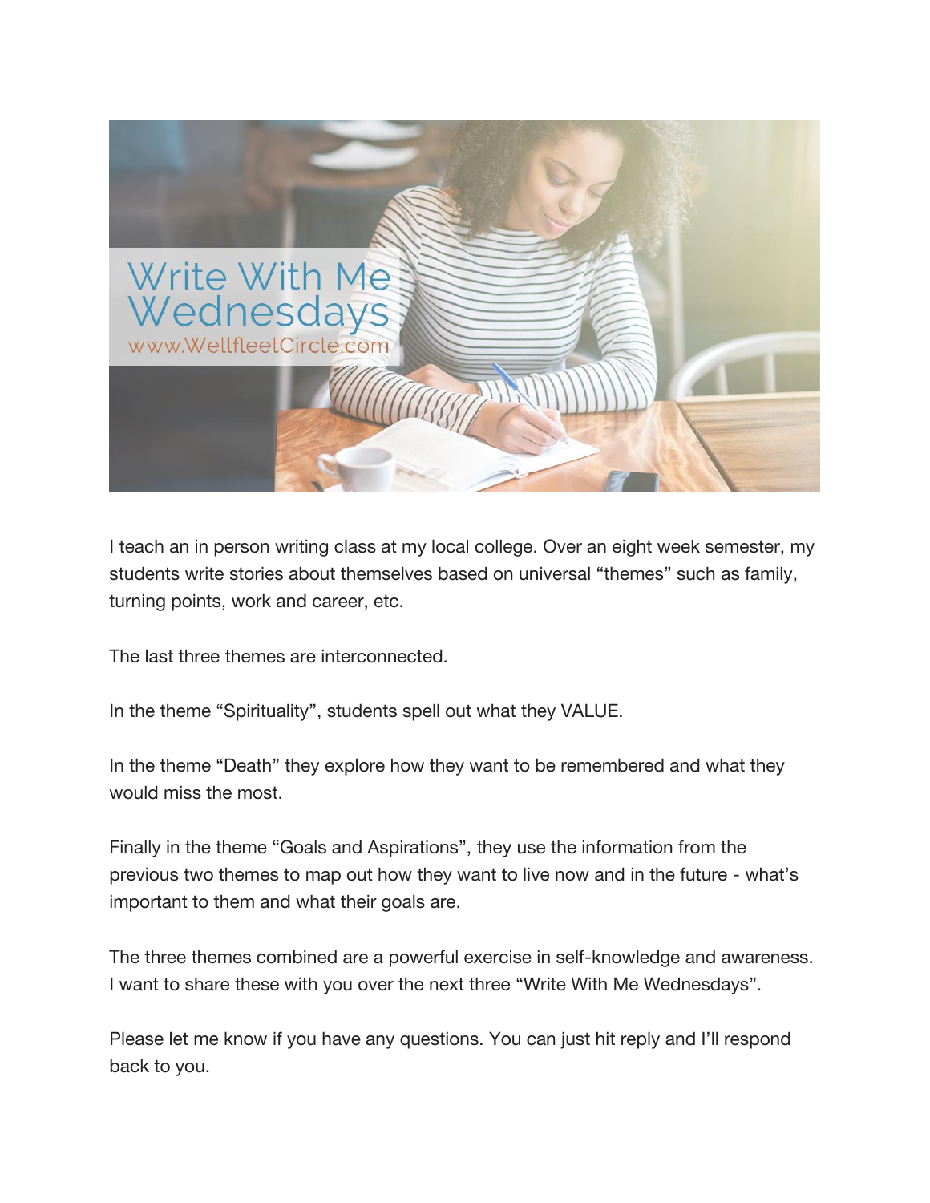Write With Me Wednesdays
www.WellfleetCircle.com

I teach an in person writing class at my local college. Over an eight week semester, my students write stories about themselves based on universal "themes" such as family, turning points, work and career, etc.

The last three themes are interconnected.

In the theme "Spirituality", students spell out what they VALUE.

In the theme "Death" they explore how they want to be remembered and what they would miss the most.

Finally in the theme "Goals and Aspirations", they use the information from the previous two themes to map out how they want to live now and in the future - what's important to them and what their goals are.

The three themes combined are a powerful exercise in self-knowledge and awareness. I want to share these with you over the next three "Write With Me Wednesdays".

Please let me know if you have any questions. You can just hit reply and I'll respond back to you.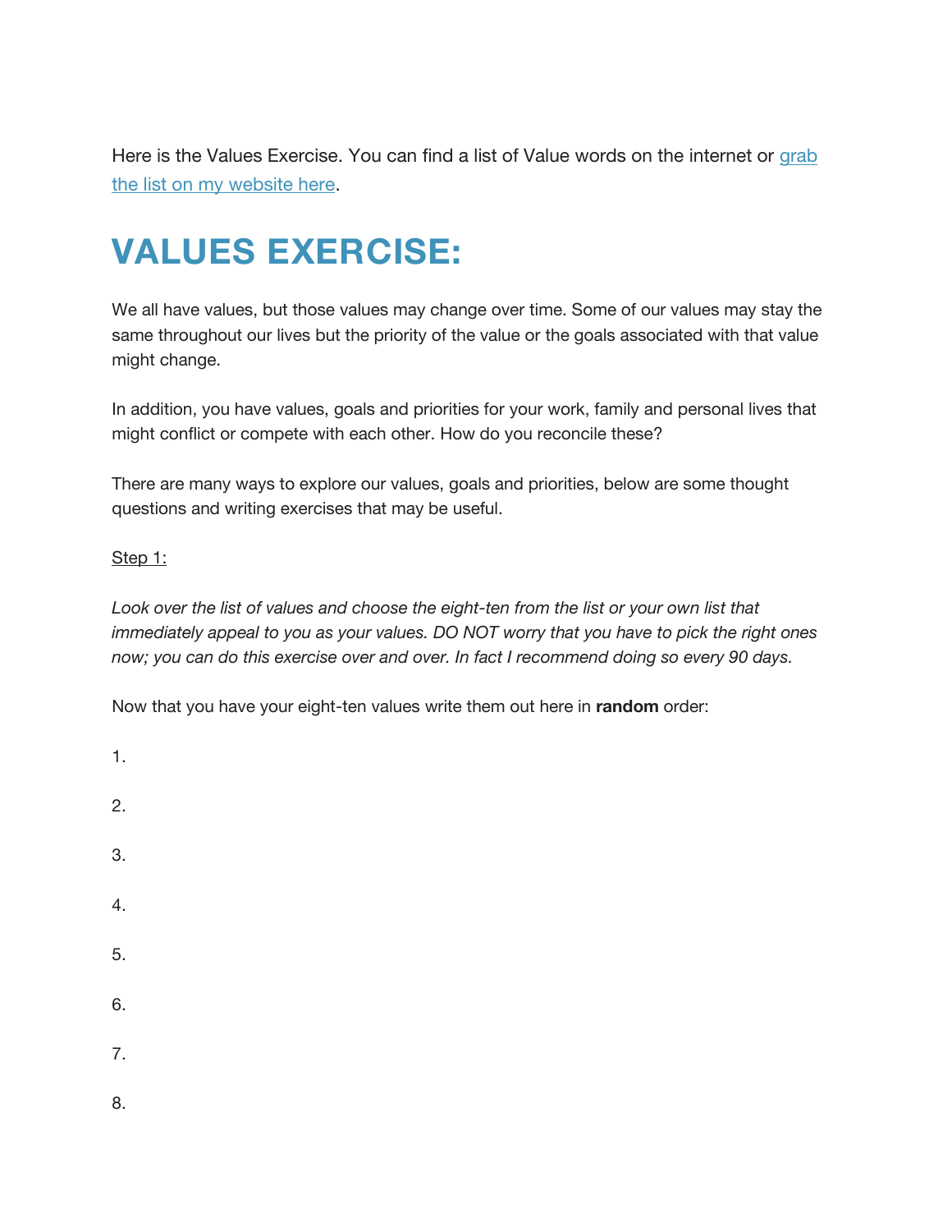Here is the Values Exercise. You can find a list of Value words on the internet or [grab the list on my website here](#).

# VALUES EXERCISE:

We all have values, but those values may change over time. Some of our values may stay the same throughout our lives but the priority of the value or the goals associated with that value might change.

In addition, you have values, goals and priorities for your work, family and personal lives that might conflict or compete with each other. How do you reconcile these?

There are many ways to explore our values, goals and priorities, below are some thought questions and writing exercises that may be useful.

<u>Step 1:</u>

*Look over the list of values and choose the eight-ten from the list or your own list that immediately appeal to you as your values. DO NOT worry that you have to pick the right ones now; you can do this exercise over and over. In fact I recommend doing so every 90 days.*

Now that you have your eight-ten values write them out here in **random** order:

1.

2.

3.

4.

5.

6.

7.

8.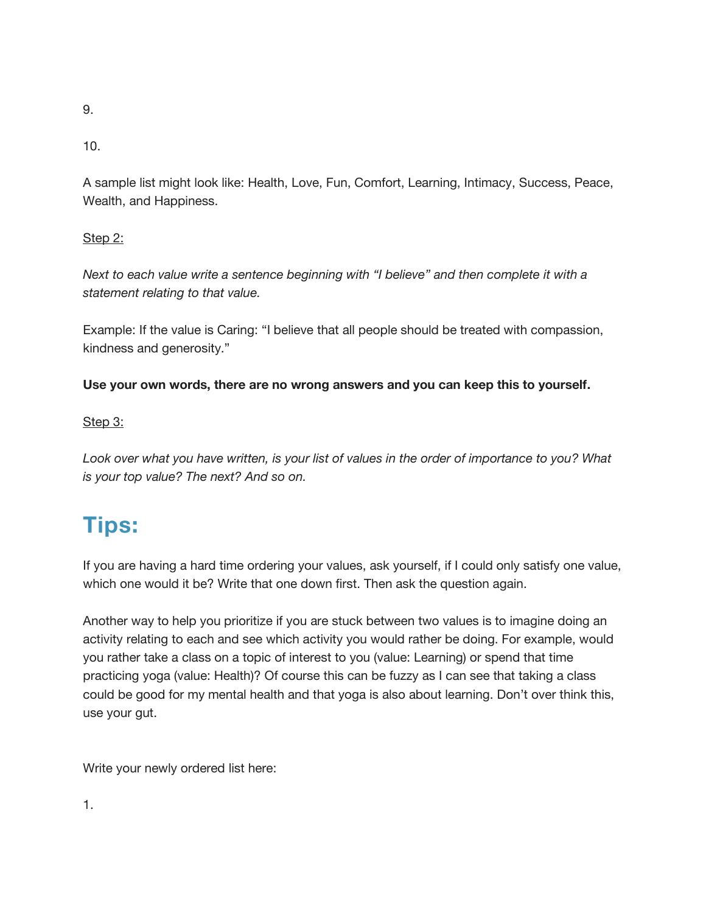9.

10.

A sample list might look like: Health, Love, Fun, Comfort, Learning, Intimacy, Success, Peace, Wealth, and Happiness.

Step 2:

*Next to each value write a sentence beginning with "I believe" and then complete it with a statement relating to that value.*

Example: If the value is Caring: "I believe that all people should be treated with compassion, kindness and generosity."

**Use your own words, there are no wrong answers and you can keep this to yourself.**

Step 3:

*Look over what you have written, is your list of values in the order of importance to you? What is your top value? The next? And so on.*

## Tips:

If you are having a hard time ordering your values, ask yourself, if I could only satisfy one value, which one would it be? Write that one down first. Then ask the question again.

Another way to help you prioritize if you are stuck between two values is to imagine doing an activity relating to each and see which activity you would rather be doing. For example, would you rather take a class on a topic of interest to you (value: Learning) or spend that time practicing yoga (value: Health)? Of course this can be fuzzy as I can see that taking a class could be good for my mental health and that yoga is also about learning. Don't over think this, use your gut.

Write your newly ordered list here:

1.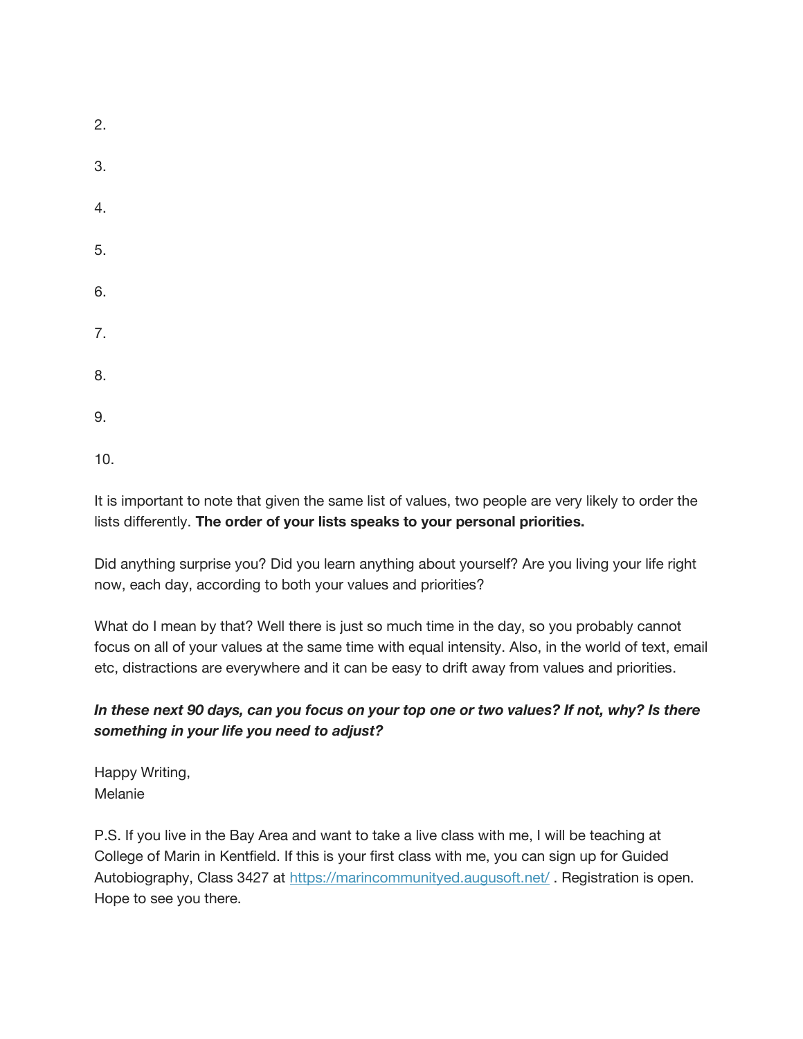2.

3.

4.

5.

6.

7.

8.

9.

10.

It is important to note that given the same list of values, two people are very likely to order the lists differently. **The order of your lists speaks to your personal priorities.**

Did anything surprise you? Did you learn anything about yourself? Are you living your life right now, each day, according to both your values and priorities?

What do I mean by that? Well there is just so much time in the day, so you probably cannot focus on all of your values at the same time with equal intensity. Also, in the world of text, email etc, distractions are everywhere and it can be easy to drift away from values and priorities.

***In these next 90 days, can you focus on your top one or two values? If not, why? Is there something in your life you need to adjust?***

Happy Writing,
Melanie

P.S. If you live in the Bay Area and want to take a live class with me, I will be teaching at College of Marin in Kentfield. If this is your first class with me, you can sign up for Guided Autobiography, Class 3427 at https://marincommunityed.augusoft.net/ . Registration is open. Hope to see you there.